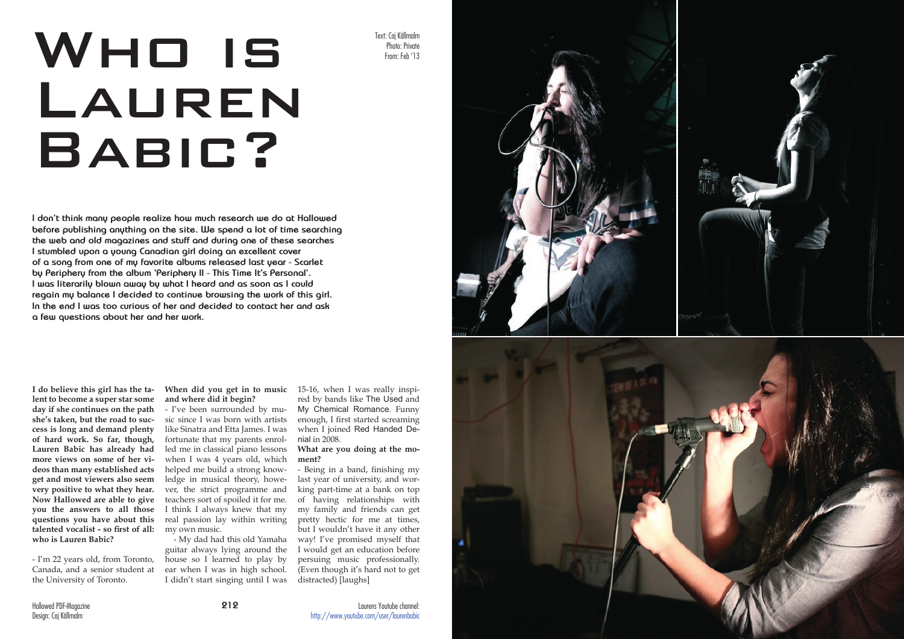# Who is Lauren Babic?

Text: Caj Källmalm
Photo: Private
From: Feb '13

**I don't think many people realize how much research we do at Hallowed before publishing anything on the site. We spend a lot of time searching the web and old magazines and stuff and during one of these searches I stumbled upon a young Canadian girl doing an excellent cover of a song from one of my favorite albums released last year - Scarlet by Periphery from the album 'Periphery II - This Time It's Personal'. I was literarily blown away by what I heard and as soon as I could regain my balance I decided to continue browsing the work of this girl. In the end I was too curious of her and decided to contact her and ask a few questions about her and her work.**

**I do believe this girl has the talent to become a super star some day if she continues on the path she's taken, but the road to success is long and demand plenty of hard work. So far, though, Lauren Babic has already had more views on some of her videos than many established acts get and most viewers also seem very positive to what they hear. Now Hallowed are able to give you the answers to all those questions you have about this talented vocalist - so first of all: who is Lauren Babic?**

- I'm 22 years old, from Toronto, Canada, and a senior student at the University of Toronto.

**When did you get in to music and where did it begin?**

- I've been surrounded by music since I was born with artists like Sinatra and Etta James. I was fortunate that my parents enrolled me in classical piano lessons when I was 4 years old, which helped me build a strong knowledge in musical theory, however, the strict programme and teachers sort of spoiled it for me. I think I always knew that my real passion lay within writing my own music.

- My dad had this old Yamaha guitar always lying around the house so I learned to play by ear when I was in high school. I didn't start singing until I was 15-16, when I was really inspired by bands like The Used and My Chemical Romance. Funny enough, I first started screaming when I joined Red Handed Denial in 2008.

**What are you doing at the moment?**

- Being in a band, finishing my last year of university, and working part-time at a bank on top of having relationships with my family and friends can get pretty hectic for me at times, but I wouldn't have it any other way! I've promised myself that I would get an education before persuing music professionally. (Even though it's hard not to get distracted) [laughs]

Laurens Youtube channel: http://www.youtube.com/user/laurenbabic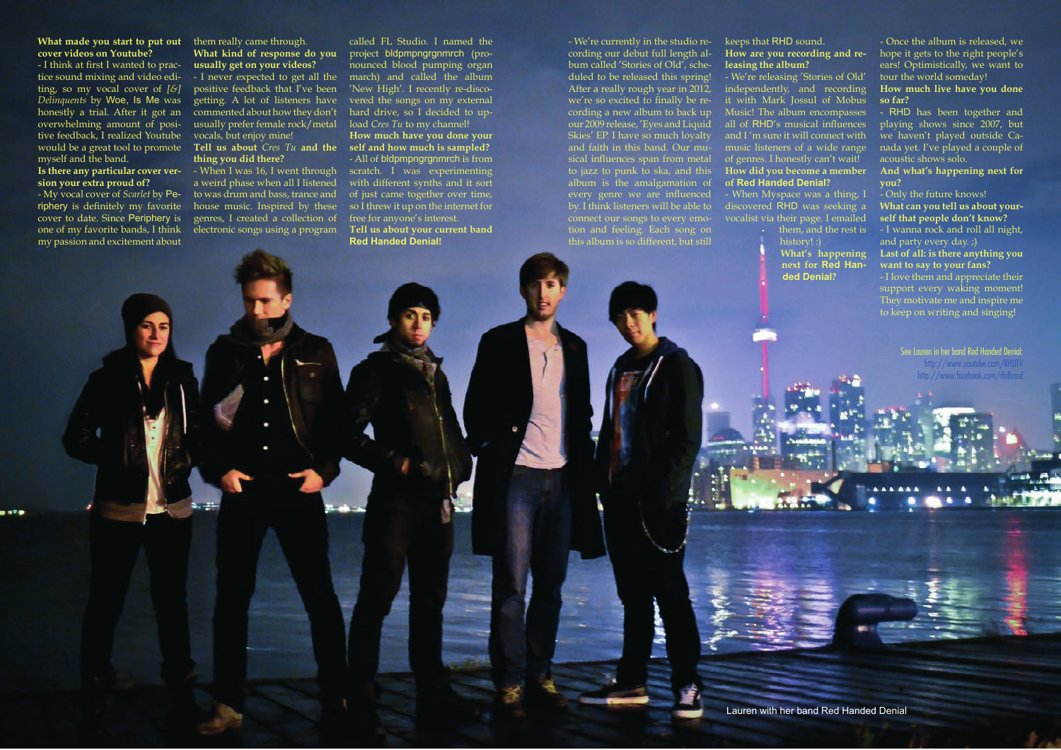**What made you start to put out cover videos on Youtube?**

- I think at first I wanted to practice sound mixing and video editing, so my vocal cover of *[&] Delinquents* by Woe, Is Me was honestly a trial. After it got an overwhelming amount of positive feedback, I realized Youtube would be a great tool to promote myself and the band.

**Is there any particular cover version your extra proud of?**

- My vocal cover of *Scarlet* by Periphery is definitely my favorite cover to date. Since Periphery is one of my favorite bands, I think my passion and excitement about them really came through.

**What kind of response do you usually get on your videos?**

- I never expected to get all the positive feedback that I've been getting. A lot of listeners have commented about how they don't usually prefer female rock/metal vocals, but enjoy mine!

**Tell us about *Cres Tu* and the thing you did there?**

- When I was 16, I went through a weird phase when all I listened to was drum and bass, trance and house music. Inspired by these genres, I created a collection of electronic songs using a program called FL Studio. I named the project bldpmpngrgnmrch (pronounced blood pumping organ march) and called the album 'New High'. I recently re-discovered the songs on my external hard drive, so I decided to upload *Cres Tu* to my channel!

**How much have you done yourself and how much is sampled?**

- All of bldpmpngrgnmrch is from scratch. I was experimenting with different synths and it sort of just came together over time, so I threw it up on the internet for free for anyone's interest.

**Tell us about your current band Red Handed Denial!**

- We're currently in the studio recording our debut full length album called 'Stories of Old', scheduled to be released this spring! After a really rough year in 2012, we're so excited to finally be recording a new album to back up our 2009 release, 'Eyes and Liquid Skies' EP. I have so much loyalty and faith in this band. Our musical influences span from metal to jazz to punk to ska, and this album is the amalgamation of every genre we are influenced by. I think listeners will be able to connect our songs to every emotion and feeling. Each song on this album is so different, but still keeps that RHD sound.

**How are you recording and releasing the album?**

- We're releasing 'Stories of Old' independently, and recording it with Mark Jossul of Mobus Music! The album encompasses all of RHD's musical influences and I'm sure it will connect with music listeners of a wide range of genres. I honestly can't wait!

**How did you become a member of Red Handed Denial?**

- When Myspace was a thing, I discovered RHD was seeking a vocalist via their page. I emailed them, and the rest is history! :)

**What's happening next for Red Handed Denial?**

- Once the album is released, we hope it gets to the right people's ears! Optimistically, we want to tour the world someday!

**How much live have you done so far?**

- RHD has been together and playing shows since 2007, but we haven't played outside Canada yet. I've played a couple of acoustic shows solo.

**And what's happening next for you?**

- Only the future knows!

**What can you tell us about yourself that people don't know?**

- I wanna rock and roll all night, and party every day. ;)

**Last of all: is there anything you want to say to your fans?**

- I love them and appreciate their support every waking moment! They motivate me and inspire me to keep on writing and singing!

See Lauren in her band Red Handed Denial:
http://www.youtube.com/RHDTV
http://www.facebook.com/rhdband

Lauren with her band Red Handed Denial